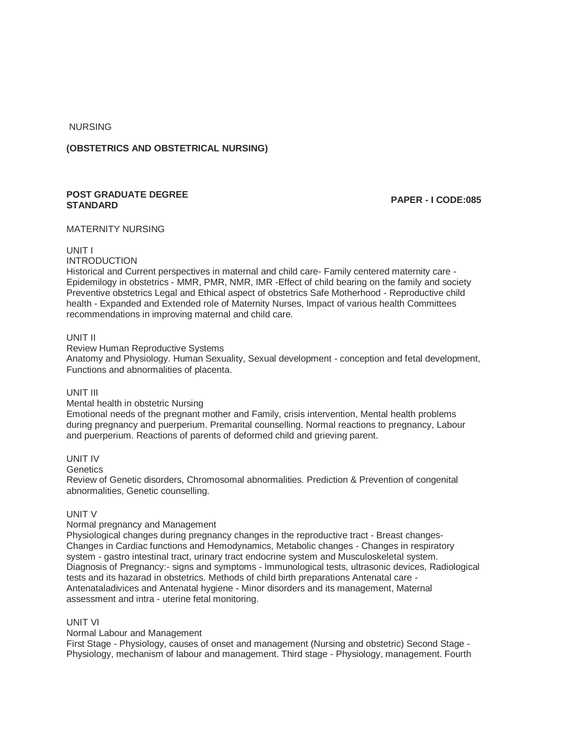NURSING

**(OBSTETRICS AND OBSTETRICAL NURSING)**

**POST GRADUATE DEGREE STANDARD** **PAPER - I CODE:085**

MATERNITY NURSING

UNIT I

INTRODUCTION

Historical and Current perspectives in maternal and child care- Family centered maternity care - Epidemilogy in obstetrics - MMR, PMR, NMR, IMR -Effect of child bearing on the family and society Preventive obstetrics Legal and Ethical aspect of obstetrics Safe Motherhood - Reproductive child health - Expanded and Extended role of Maternity Nurses, Impact of various health Committees recommendations in improving maternal and child care.

UNIT II

Review Human Reproductive Systems

Anatomy and Physiology. Human Sexuality, Sexual development - conception and fetal development, Functions and abnormalities of placenta.

UNIT III

Mental health in obstetric Nursing

Emotional needs of the pregnant mother and Family, crisis intervention, Mental health problems during pregnancy and puerperium. Premarital counselling. Normal reactions to pregnancy, Labour and puerperium. Reactions of parents of deformed child and grieving parent.

UNIT IV

Genetics

Review of Genetic disorders, Chromosomal abnormalities. Prediction & Prevention of congenital abnormalities, Genetic counselling.

UNIT V

Normal pregnancy and Management

Physiological changes during pregnancy changes in the reproductive tract - Breast changes- Changes in Cardiac functions and Hemodynamics, Metabolic changes - Changes in respiratory system - gastro intestinal tract, urinary tract endocrine system and Musculoskeletal system. Diagnosis of Pregnancy:- signs and symptoms - Immunological tests, ultrasonic devices, Radiological tests and its hazarad in obstetrics. Methods of child birth preparations Antenatal care - Antenataladivices and Antenatal hygiene - Minor disorders and its management, Maternal assessment and intra - uterine fetal monitoring.

UNIT VI

Normal Labour and Management

First Stage - Physiology, causes of onset and management (Nursing and obstetric) Second Stage - Physiology, mechanism of labour and management. Third stage - Physiology, management. Fourth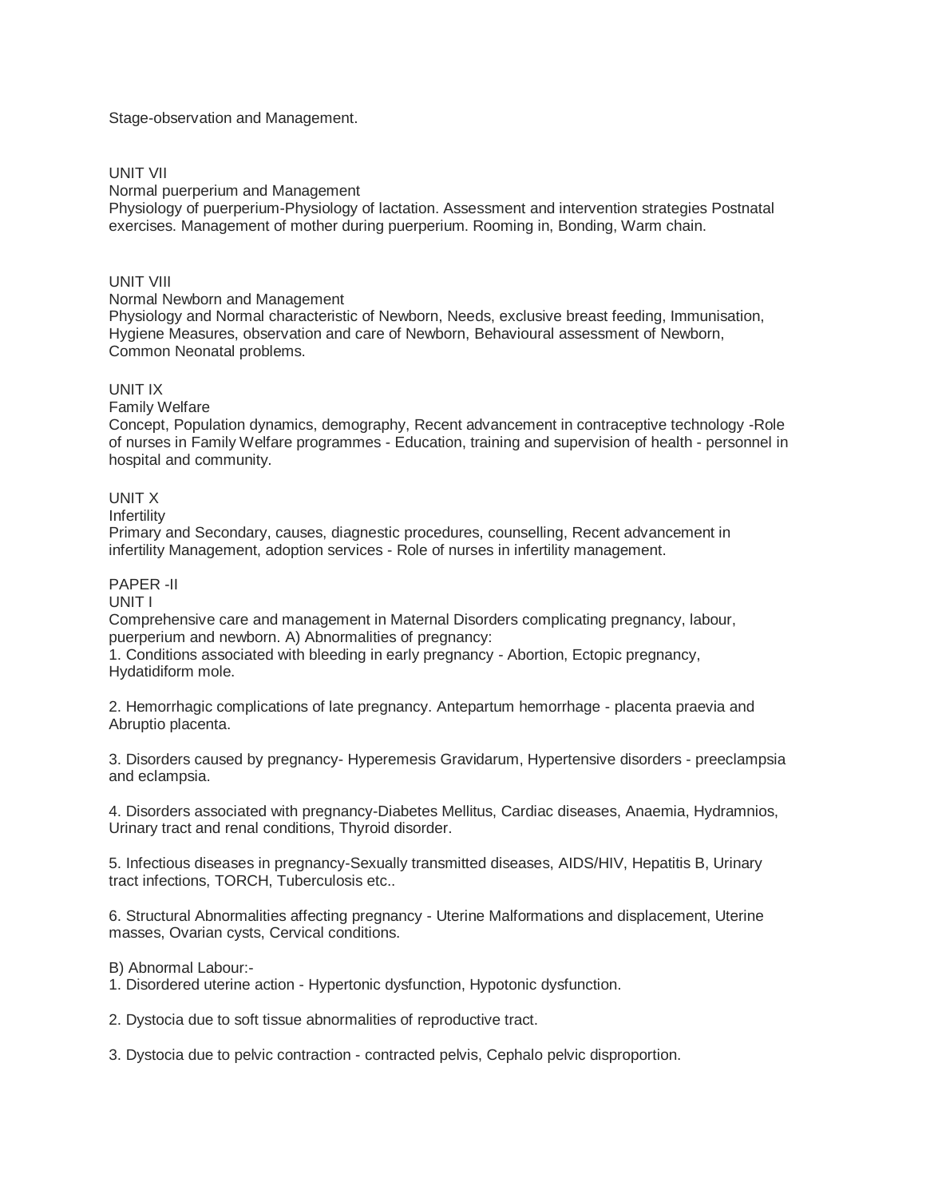Stage-observation and Management.

## UNIT VII

### Normal puerperium and Management

Physiology of puerperium-Physiology of lactation. Assessment and intervention strategies Postnatal exercises. Management of mother during puerperium. Rooming in, Bonding, Warm chain.

## UNIT VIII

### Normal Newborn and Management

Physiology and Normal characteristic of Newborn, Needs, exclusive breast feeding, Immunisation, Hygiene Measures, observation and care of Newborn, Behavioural assessment of Newborn, Common Neonatal problems.

## UNIT IX

### Family Welfare

Concept, Population dynamics, demography, Recent advancement in contraceptive technology -Role of nurses in Family Welfare programmes - Education, training and supervision of health - personnel in hospital and community.

## UNIT X

### Infertility

Primary and Secondary, causes, diagnestic procedures, counselling, Recent advancement in infertility Management, adoption services - Role of nurses in infertility management.

# PAPER -II

## UNIT I

Comprehensive care and management in Maternal Disorders complicating pregnancy, labour, puerperium and newborn. A) Abnormalities of pregnancy:

1. Conditions associated with bleeding in early pregnancy - Abortion, Ectopic pregnancy, Hydatidiform mole.

2. Hemorrhagic complications of late pregnancy. Antepartum hemorrhage - placenta praevia and Abruptio placenta.

3. Disorders caused by pregnancy- Hyperemesis Gravidarum, Hypertensive disorders - preeclampsia and eclampsia.

4. Disorders associated with pregnancy-Diabetes Mellitus, Cardiac diseases, Anaemia, Hydramnios, Urinary tract and renal conditions, Thyroid disorder.

5. Infectious diseases in pregnancy-Sexually transmitted diseases, AIDS/HIV, Hepatitis B, Urinary tract infections, TORCH, Tuberculosis etc..

6. Structural Abnormalities affecting pregnancy - Uterine Malformations and displacement, Uterine masses, Ovarian cysts, Cervical conditions.

B) Abnormal Labour:-

1. Disordered uterine action - Hypertonic dysfunction, Hypotonic dysfunction.

2. Dystocia due to soft tissue abnormalities of reproductive tract.

3. Dystocia due to pelvic contraction - contracted pelvis, Cephalo pelvic disproportion.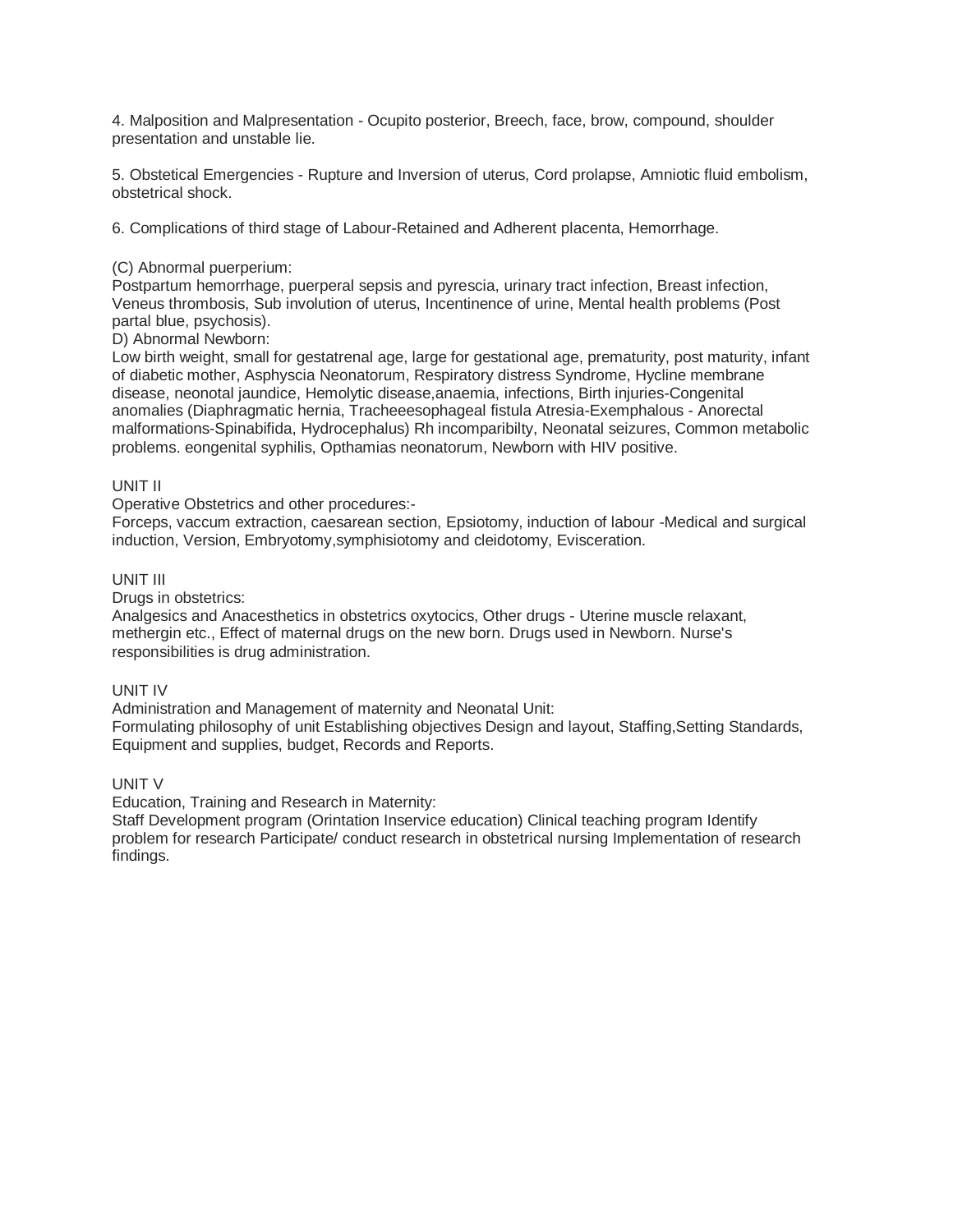4. Malposition and Malpresentation - Ocupito posterior, Breech, face, brow, compound, shoulder presentation and unstable lie.

5. Obstetical Emergencies - Rupture and Inversion of uterus, Cord prolapse, Amniotic fluid embolism, obstetrical shock.

6. Complications of third stage of Labour-Retained and Adherent placenta, Hemorrhage.

(C) Abnormal puerperium:
Postpartum hemorrhage, puerperal sepsis and pyrescia, urinary tract infection, Breast infection, Veneus thrombosis, Sub involution of uterus, Incentinence of urine, Mental health problems (Post partal blue, psychosis).
D) Abnormal Newborn:
Low birth weight, small for gestatrenal age, large for gestational age, prematurity, post maturity, infant of diabetic mother, Asphyscia Neonatorum, Respiratory distress Syndrome, Hycline membrane disease, neonotal jaundice, Hemolytic disease,anaemia, infections, Birth injuries-Congenital anomalies (Diaphragmatic hernia, Tracheeesophageal fistula Atresia-Exemphalous - Anorectal malformations-Spinabifida, Hydrocephalus) Rh incomparibilty, Neonatal seizures, Common metabolic problems. eongenital syphilis, Opthamias neonatorum, Newborn with HIV positive.

UNIT II
Operative Obstetrics and other procedures:-
Forceps, vaccum extraction, caesarean section, Epsiotomy, induction of labour -Medical and surgical induction, Version, Embryotomy,symphisiotomy and cleidotomy, Evisceration.

UNIT III
Drugs in obstetrics:
Analgesics and Anacesthetics in obstetrics oxytocics, Other drugs - Uterine muscle relaxant, methergin etc., Effect of maternal drugs on the new born. Drugs used in Newborn. Nurse's responsibilities is drug administration.

UNIT IV
Administration and Management of maternity and Neonatal Unit:
Formulating philosophy of unit Establishing objectives Design and layout, Staffing,Setting Standards, Equipment and supplies, budget, Records and Reports.

UNIT V
Education, Training and Research in Maternity:
Staff Development program (Orintation Inservice education) Clinical teaching program Identify problem for research Participate/ conduct research in obstetrical nursing Implementation of research findings.